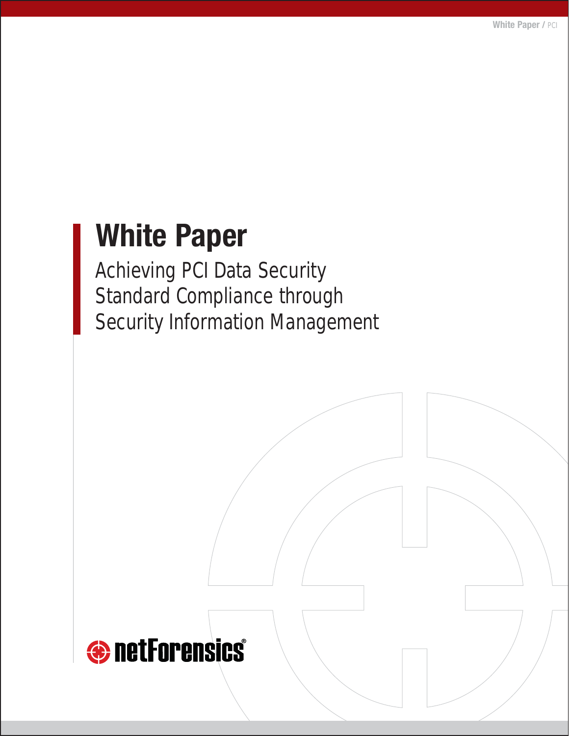# White Paper

## Achieving PCI Data Security Standard Compliance through Security Information Management

netForensics®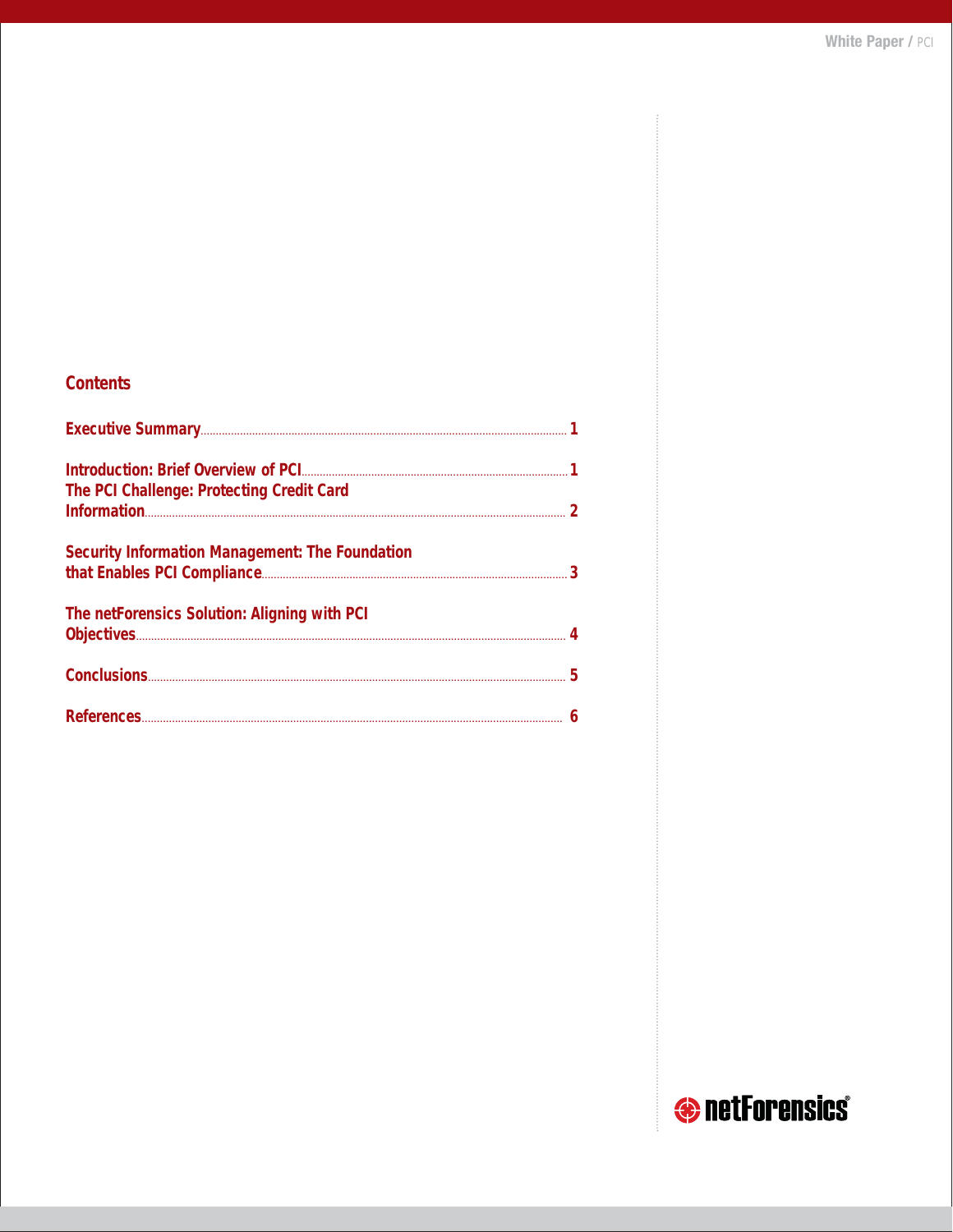## Contents

| | |
|---|---|
| Executive Summary | 1 |
| Introduction: Brief Overview of PCI | 1 |
| The PCI Challenge: Protecting Credit Card Information | 2 |
| Security Information Management: The Foundation that Enables PCI Compliance | 3 |
| The netForensics Solution: Aligning with PCI Objectives | 4 |
| Conclusions | 5 |
| References | 6 |

netForensics®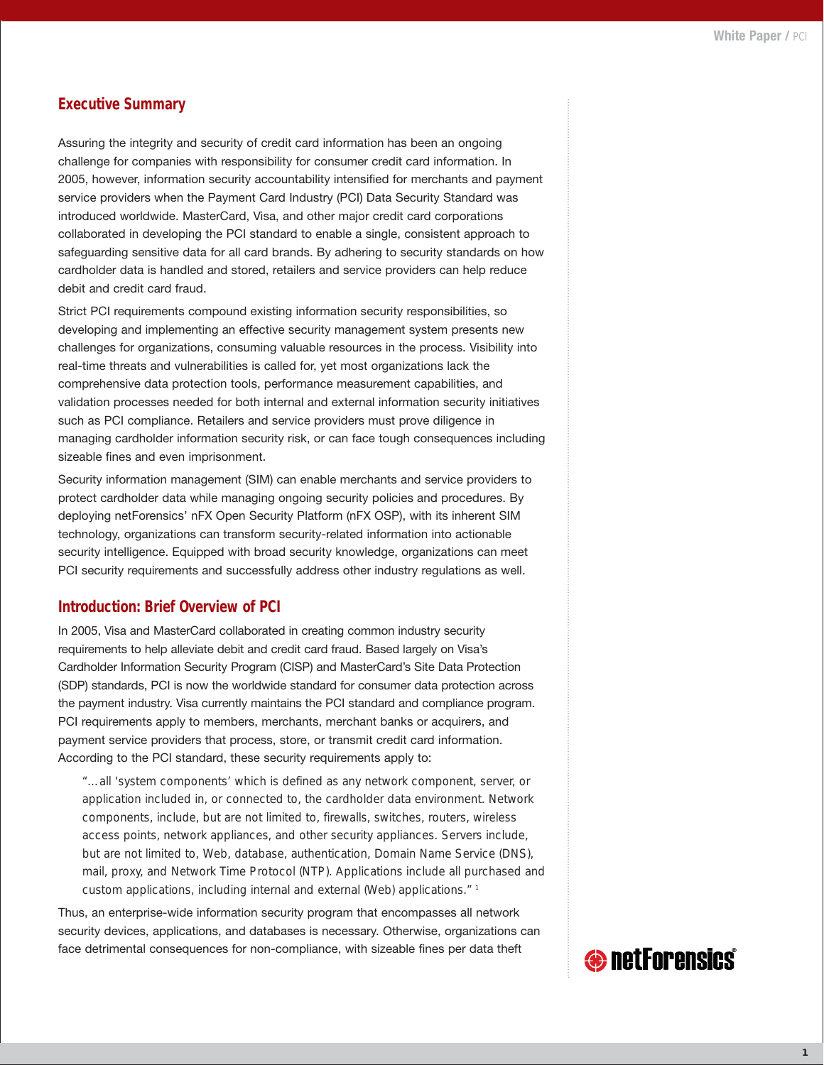## Executive Summary

Assuring the integrity and security of credit card information has been an ongoing challenge for companies with responsibility for consumer credit card information. In 2005, however, information security accountability intensified for merchants and payment service providers when the Payment Card Industry (PCI) Data Security Standard was introduced worldwide. MasterCard, Visa, and other major credit card corporations collaborated in developing the PCI standard to enable a single, consistent approach to safeguarding sensitive data for all card brands. By adhering to security standards on how cardholder data is handled and stored, retailers and service providers can help reduce debit and credit card fraud.

Strict PCI requirements compound existing information security responsibilities, so developing and implementing an effective security management system presents new challenges for organizations, consuming valuable resources in the process. Visibility into real-time threats and vulnerabilities is called for, yet most organizations lack the comprehensive data protection tools, performance measurement capabilities, and validation processes needed for both internal and external information security initiatives such as PCI compliance. Retailers and service providers must prove diligence in managing cardholder information security risk, or can face tough consequences including sizeable fines and even imprisonment.

Security information management (SIM) can enable merchants and service providers to protect cardholder data while managing ongoing security policies and procedures. By deploying netForensics' nFX Open Security Platform (nFX OSP), with its inherent SIM technology, organizations can transform security-related information into actionable security intelligence. Equipped with broad security knowledge, organizations can meet PCI security requirements and successfully address other industry regulations as well.

## Introduction: Brief Overview of PCI

In 2005, Visa and MasterCard collaborated in creating common industry security requirements to help alleviate debit and credit card fraud. Based largely on Visa's Cardholder Information Security Program (CISP) and MasterCard's Site Data Protection (SDP) standards, PCI is now the worldwide standard for consumer data protection across the payment industry. Visa currently maintains the PCI standard and compliance program. PCI requirements apply to members, merchants, merchant banks or acquirers, and payment service providers that process, store, or transmit credit card information. According to the PCI standard, these security requirements apply to:

> "…all 'system components' which is defined as any network component, server, or application included in, or connected to, the cardholder data environment. Network components, include, but are not limited to, firewalls, switches, routers, wireless access points, network appliances, and other security appliances. Servers include, but are not limited to, Web, database, authentication, Domain Name Service (DNS), mail, proxy, and Network Time Protocol (NTP). Applications include all purchased and custom applications, including internal and external (Web) applications." [1]

Thus, an enterprise-wide information security program that encompasses all network security devices, applications, and databases is necessary. Otherwise, organizations can face detrimental consequences for non-compliance, with sizeable fines per data theft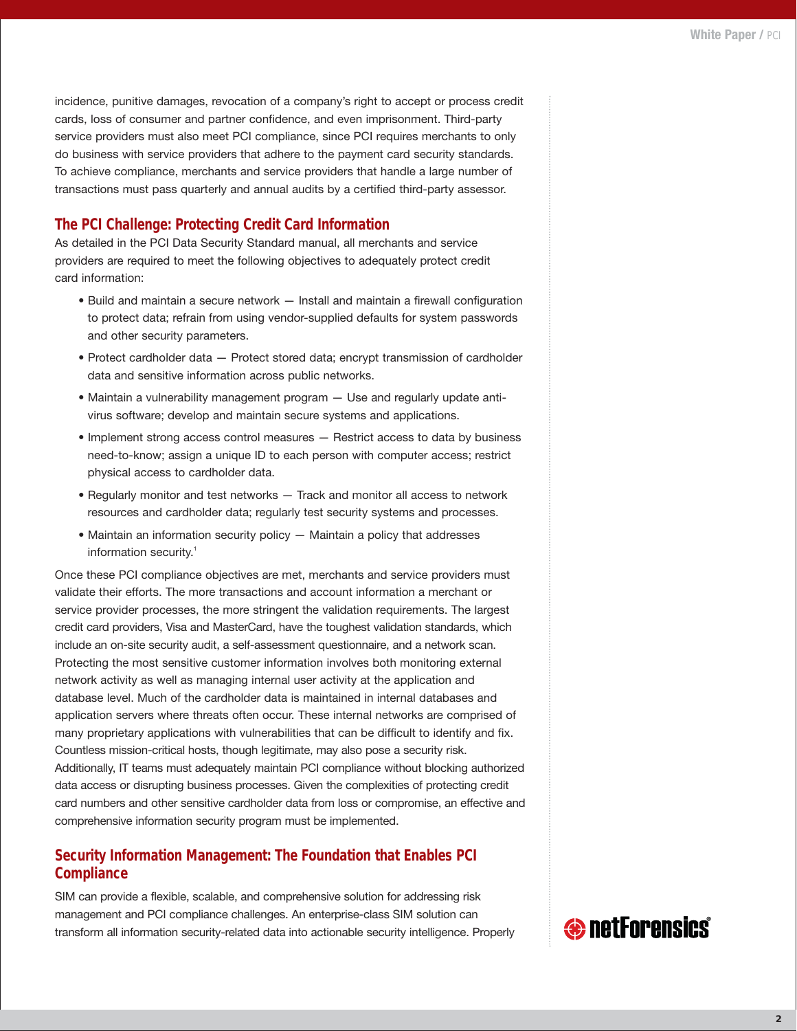incidence, punitive damages, revocation of a company's right to accept or process credit cards, loss of consumer and partner confidence, and even imprisonment. Third-party service providers must also meet PCI compliance, since PCI requires merchants to only do business with service providers that adhere to the payment card security standards. To achieve compliance, merchants and service providers that handle a large number of transactions must pass quarterly and annual audits by a certified third-party assessor.

## The PCI Challenge: Protecting Credit Card Information

As detailed in the PCI Data Security Standard manual, all merchants and service providers are required to meet the following objectives to adequately protect credit card information:

- Build and maintain a secure network — Install and maintain a firewall configuration to protect data; refrain from using vendor-supplied defaults for system passwords and other security parameters.
- Protect cardholder data — Protect stored data; encrypt transmission of cardholder data and sensitive information across public networks.
- Maintain a vulnerability management program — Use and regularly update anti-virus software; develop and maintain secure systems and applications.
- Implement strong access control measures — Restrict access to data by business need-to-know; assign a unique ID to each person with computer access; restrict physical access to cardholder data.
- Regularly monitor and test networks — Track and monitor all access to network resources and cardholder data; regularly test security systems and processes.
- Maintain an information security policy — Maintain a policy that addresses information security.[1]

Once these PCI compliance objectives are met, merchants and service providers must validate their efforts. The more transactions and account information a merchant or service provider processes, the more stringent the validation requirements. The largest credit card providers, Visa and MasterCard, have the toughest validation standards, which include an on-site security audit, a self-assessment questionnaire, and a network scan. Protecting the most sensitive customer information involves both monitoring external network activity as well as managing internal user activity at the application and database level. Much of the cardholder data is maintained in internal databases and application servers where threats often occur. These internal networks are comprised of many proprietary applications with vulnerabilities that can be difficult to identify and fix. Countless mission-critical hosts, though legitimate, may also pose a security risk. Additionally, IT teams must adequately maintain PCI compliance without blocking authorized data access or disrupting business processes. Given the complexities of protecting credit card numbers and other sensitive cardholder data from loss or compromise, an effective and comprehensive information security program must be implemented.

## Security Information Management: The Foundation that Enables PCI Compliance

SIM can provide a flexible, scalable, and comprehensive solution for addressing risk management and PCI compliance challenges. An enterprise-class SIM solution can transform all information security-related data into actionable security intelligence. Properly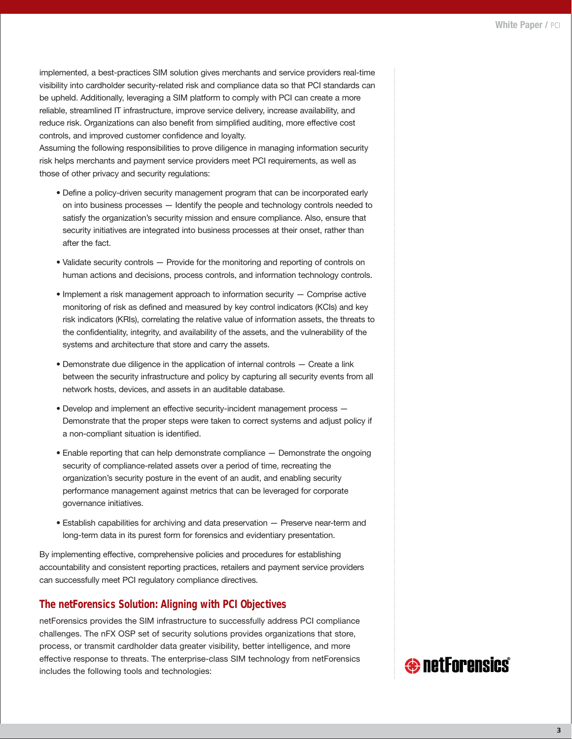implemented, a best-practices SIM solution gives merchants and service providers real-time visibility into cardholder security-related risk and compliance data so that PCI standards can be upheld. Additionally, leveraging a SIM platform to comply with PCI can create a more reliable, streamlined IT infrastructure, improve service delivery, increase availability, and reduce risk. Organizations can also benefit from simplified auditing, more effective cost controls, and improved customer confidence and loyalty.

Assuming the following responsibilities to prove diligence in managing information security risk helps merchants and payment service providers meet PCI requirements, as well as those of other privacy and security regulations:

- Define a policy-driven security management program that can be incorporated early on into business processes — Identify the people and technology controls needed to satisfy the organization's security mission and ensure compliance. Also, ensure that security initiatives are integrated into business processes at their onset, rather than after the fact.
- Validate security controls — Provide for the monitoring and reporting of controls on human actions and decisions, process controls, and information technology controls.
- Implement a risk management approach to information security — Comprise active monitoring of risk as defined and measured by key control indicators (KCIs) and key risk indicators (KRIs), correlating the relative value of information assets, the threats to the confidentiality, integrity, and availability of the assets, and the vulnerability of the systems and architecture that store and carry the assets.
- Demonstrate due diligence in the application of internal controls — Create a link between the security infrastructure and policy by capturing all security events from all network hosts, devices, and assets in an auditable database.
- Develop and implement an effective security-incident management process — Demonstrate that the proper steps were taken to correct systems and adjust policy if a non-compliant situation is identified.
- Enable reporting that can help demonstrate compliance — Demonstrate the ongoing security of compliance-related assets over a period of time, recreating the organization's security posture in the event of an audit, and enabling security performance management against metrics that can be leveraged for corporate governance initiatives.
- Establish capabilities for archiving and data preservation — Preserve near-term and long-term data in its purest form for forensics and evidentiary presentation.

By implementing effective, comprehensive policies and procedures for establishing accountability and consistent reporting practices, retailers and payment service providers can successfully meet PCI regulatory compliance directives.

## The netForensics Solution: Aligning with PCI Objectives

netForensics provides the SIM infrastructure to successfully address PCI compliance challenges. The nFX OSP set of security solutions provides organizations that store, process, or transmit cardholder data greater visibility, better intelligence, and more effective response to threats. The enterprise-class SIM technology from netForensics includes the following tools and technologies: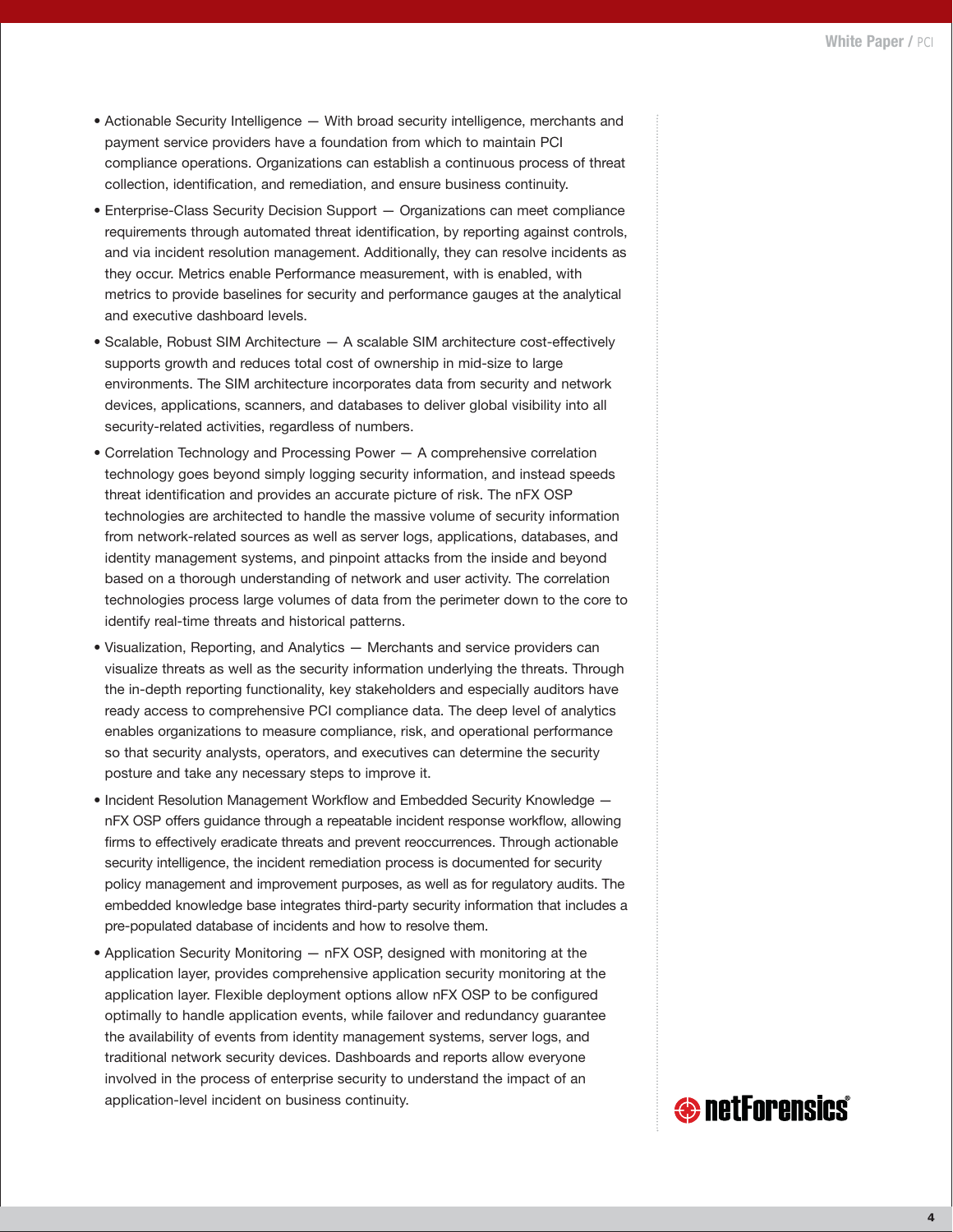- Actionable Security Intelligence — With broad security intelligence, merchants and payment service providers have a foundation from which to maintain PCI compliance operations. Organizations can establish a continuous process of threat collection, identification, and remediation, and ensure business continuity.
- Enterprise-Class Security Decision Support — Organizations can meet compliance requirements through automated threat identification, by reporting against controls, and via incident resolution management. Additionally, they can resolve incidents as they occur. Metrics enable Performance measurement, with is enabled, with metrics to provide baselines for security and performance gauges at the analytical and executive dashboard levels.
- Scalable, Robust SIM Architecture — A scalable SIM architecture cost-effectively supports growth and reduces total cost of ownership in mid-size to large environments. The SIM architecture incorporates data from security and network devices, applications, scanners, and databases to deliver global visibility into all security-related activities, regardless of numbers.
- Correlation Technology and Processing Power — A comprehensive correlation technology goes beyond simply logging security information, and instead speeds threat identification and provides an accurate picture of risk. The nFX OSP technologies are architected to handle the massive volume of security information from network-related sources as well as server logs, applications, databases, and identity management systems, and pinpoint attacks from the inside and beyond based on a thorough understanding of network and user activity. The correlation technologies process large volumes of data from the perimeter down to the core to identify real-time threats and historical patterns.
- Visualization, Reporting, and Analytics — Merchants and service providers can visualize threats as well as the security information underlying the threats. Through the in-depth reporting functionality, key stakeholders and especially auditors have ready access to comprehensive PCI compliance data. The deep level of analytics enables organizations to measure compliance, risk, and operational performance so that security analysts, operators, and executives can determine the security posture and take any necessary steps to improve it.
- Incident Resolution Management Workflow and Embedded Security Knowledge — nFX OSP offers guidance through a repeatable incident response workflow, allowing firms to effectively eradicate threats and prevent reoccurrences. Through actionable security intelligence, the incident remediation process is documented for security policy management and improvement purposes, as well as for regulatory audits. The embedded knowledge base integrates third-party security information that includes a pre-populated database of incidents and how to resolve them.
- Application Security Monitoring — nFX OSP, designed with monitoring at the application layer, provides comprehensive application security monitoring at the application layer. Flexible deployment options allow nFX OSP to be configured optimally to handle application events, while failover and redundancy guarantee the availability of events from identity management systems, server logs, and traditional network security devices. Dashboards and reports allow everyone involved in the process of enterprise security to understand the impact of an application-level incident on business continuity.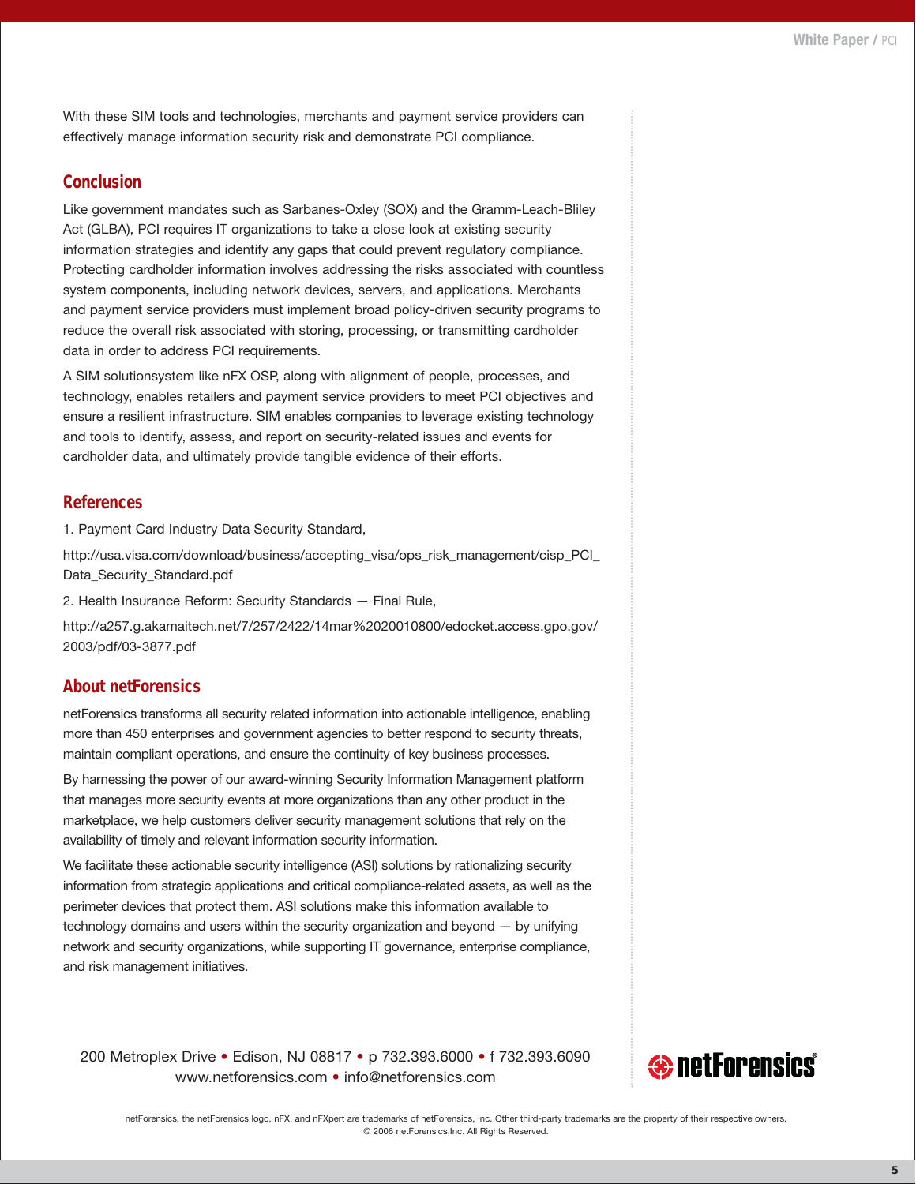With these SIM tools and technologies, merchants and payment service providers can effectively manage information security risk and demonstrate PCI compliance.

## Conclusion

Like government mandates such as Sarbanes-Oxley (SOX) and the Gramm-Leach-Bliley Act (GLBA), PCI requires IT organizations to take a close look at existing security information strategies and identify any gaps that could prevent regulatory compliance. Protecting cardholder information involves addressing the risks associated with countless system components, including network devices, servers, and applications. Merchants and payment service providers must implement broad policy-driven security programs to reduce the overall risk associated with storing, processing, or transmitting cardholder data in order to address PCI requirements.

A SIM solutionsystem like nFX OSP, along with alignment of people, processes, and technology, enables retailers and payment service providers to meet PCI objectives and ensure a resilient infrastructure. SIM enables companies to leverage existing technology and tools to identify, assess, and report on security-related issues and events for cardholder data, and ultimately provide tangible evidence of their efforts.

## References

1. Payment Card Industry Data Security Standard,

http://usa.visa.com/download/business/accepting_visa/ops_risk_management/cisp_PCI_Data_Security_Standard.pdf

2. Health Insurance Reform: Security Standards — Final Rule,

http://a257.g.akamaitech.net/7/257/2422/14mar%2020010800/edocket.access.gpo.gov/2003/pdf/03-3877.pdf

## About netForensics

netForensics transforms all security related information into actionable intelligence, enabling more than 450 enterprises and government agencies to better respond to security threats, maintain compliant operations, and ensure the continuity of key business processes.

By harnessing the power of our award-winning Security Information Management platform that manages more security events at more organizations than any other product in the marketplace, we help customers deliver security management solutions that rely on the availability of timely and relevant information security information.

We facilitate these actionable security intelligence (ASI) solutions by rationalizing security information from strategic applications and critical compliance-related assets, as well as the perimeter devices that protect them. ASI solutions make this information available to technology domains and users within the security organization and beyond — by unifying network and security organizations, while supporting IT governance, enterprise compliance, and risk management initiatives.

200 Metroplex Drive • Edison, NJ 08817 • p 732.393.6000 • f 732.393.6090
www.netforensics.com • info@netforensics.com

netForensics®

netForensics, the netForensics logo, nFX, and nFXpert are trademarks of netForensics, Inc. Other third-party trademarks are the property of their respective owners.
© 2006 netForensics,Inc. All Rights Reserved.